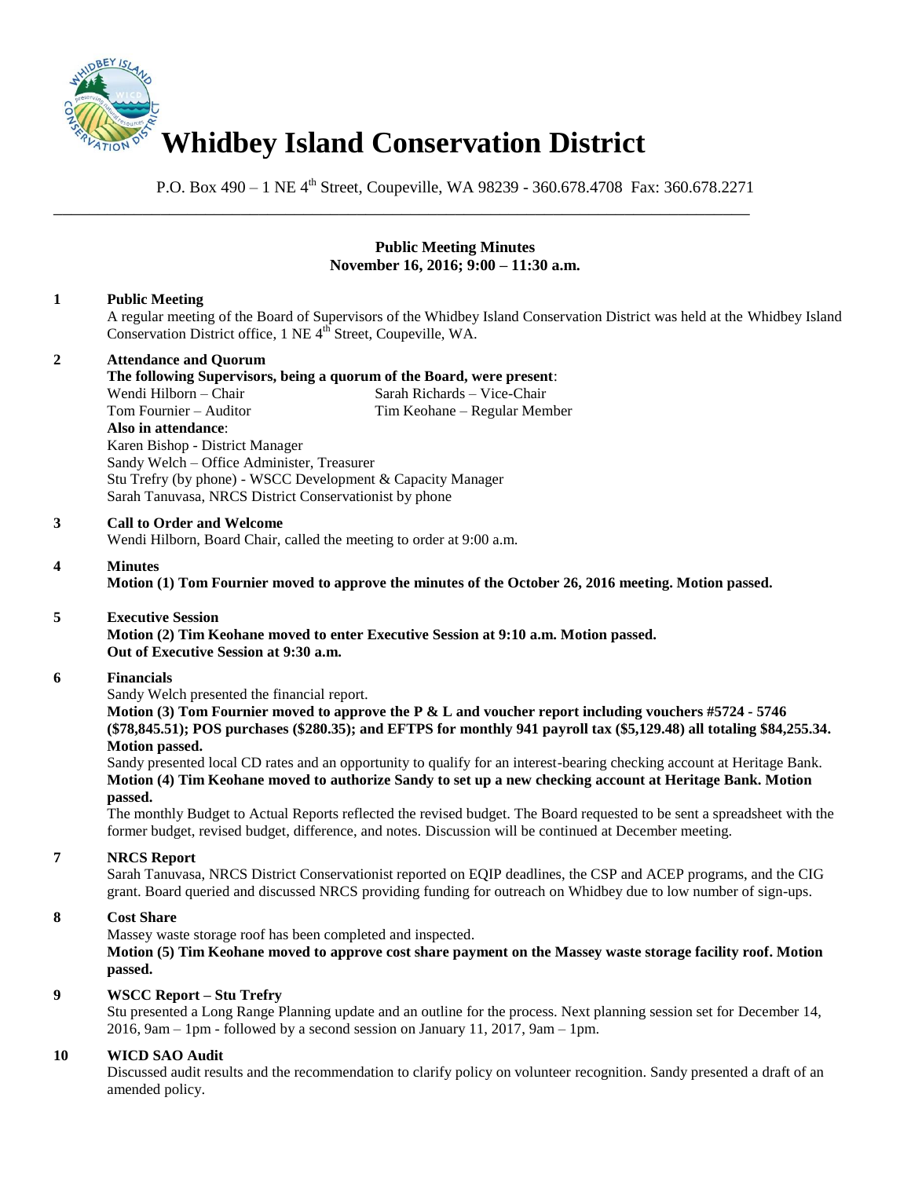# Whidbey Island Conservation District

P.O. Box 490 – 1 NE 4th Street, Coupeville, WA 98239 - 360.678.4708 Fax: 360.678.2271

**Public Meeting Minutes**
**November 16, 2016; 9:00 – 11:30 a.m.**

**1 Public Meeting**

A regular meeting of the Board of Supervisors of the Whidbey Island Conservation District was held at the Whidbey Island Conservation District office, 1 NE 4th Street, Coupeville, WA.

**2 Attendance and Quorum**

**The following Supervisors, being a quorum of the Board, were present**:

Wendi Hilborn – Chair
Sarah Richards – Vice-Chair
Tom Fournier – Auditor
Tim Keohane – Regular Member

**Also in attendance**:

Karen Bishop - District Manager
Sandy Welch – Office Administer, Treasurer
Stu Trefry (by phone) - WSCC Development & Capacity Manager
Sarah Tanuvasa, NRCS District Conservationist by phone

**3 Call to Order and Welcome**

Wendi Hilborn, Board Chair, called the meeting to order at 9:00 a.m.

**4 Minutes**

**Motion (1) Tom Fournier moved to approve the minutes of the October 26, 2016 meeting. Motion passed.**

**5 Executive Session**

**Motion (2) Tim Keohane moved to enter Executive Session at 9:10 a.m. Motion passed.**
**Out of Executive Session at 9:30 a.m.**

**6 Financials**

Sandy Welch presented the financial report.

**Motion (3) Tom Fournier moved to approve the P & L and voucher report including vouchers #5724 - 5746 ($78,845.51); POS purchases ($280.35); and EFTPS for monthly 941 payroll tax ($5,129.48) all totaling $84,255.34. Motion passed.**

Sandy presented local CD rates and an opportunity to qualify for an interest-bearing checking account at Heritage Bank.

**Motion (4) Tim Keohane moved to authorize Sandy to set up a new checking account at Heritage Bank. Motion passed.**

The monthly Budget to Actual Reports reflected the revised budget. The Board requested to be sent a spreadsheet with the former budget, revised budget, difference, and notes. Discussion will be continued at December meeting.

**7 NRCS Report**

Sarah Tanuvasa, NRCS District Conservationist reported on EQIP deadlines, the CSP and ACEP programs, and the CIG grant. Board queried and discussed NRCS providing funding for outreach on Whidbey due to low number of sign-ups.

**8 Cost Share**

Massey waste storage roof has been completed and inspected.

**Motion (5) Tim Keohane moved to approve cost share payment on the Massey waste storage facility roof. Motion passed.**

**9 WSCC Report – Stu Trefry**

Stu presented a Long Range Planning update and an outline for the process. Next planning session set for December 14, 2016, 9am – 1pm - followed by a second session on January 11, 2017, 9am – 1pm.

**10 WICD SAO Audit**

Discussed audit results and the recommendation to clarify policy on volunteer recognition. Sandy presented a draft of an amended policy.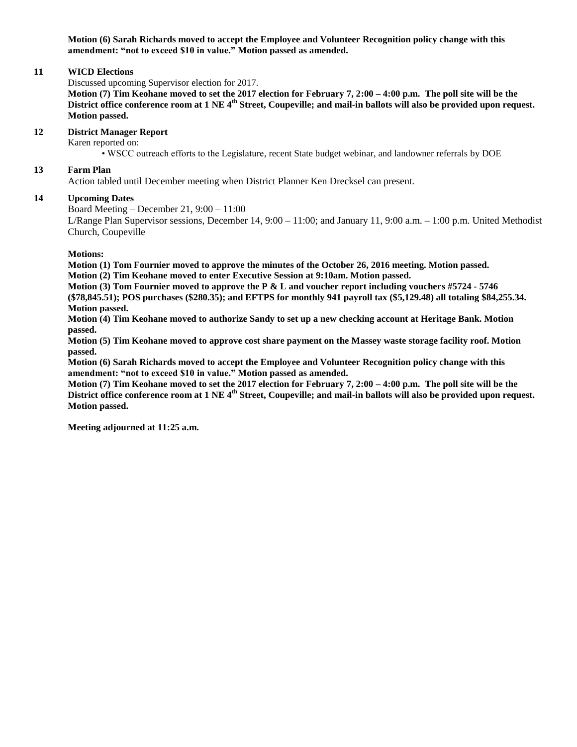**Motion (6) Sarah Richards moved to accept the Employee and Volunteer Recognition policy change with this amendment: "not to exceed $10 in value." Motion passed as amended.**

**11 WICD Elections**

Discussed upcoming Supervisor election for 2017.

**Motion (7) Tim Keohane moved to set the 2017 election for February 7, 2:00 – 4:00 p.m. The poll site will be the District office conference room at 1 NE 4th Street, Coupeville; and mail-in ballots will also be provided upon request. Motion passed.**

**12 District Manager Report**

Karen reported on:

- WSCC outreach efforts to the Legislature, recent State budget webinar, and landowner referrals by DOE

**13 Farm Plan**

Action tabled until December meeting when District Planner Ken Drecksel can present.

**14 Upcoming Dates**

Board Meeting – December 21, 9:00 – 11:00

L/Range Plan Supervisor sessions, December 14, 9:00 – 11:00; and January 11, 9:00 a.m. – 1:00 p.m. United Methodist Church, Coupeville

**Motions:**

**Motion (1) Tom Fournier moved to approve the minutes of the October 26, 2016 meeting. Motion passed.**

**Motion (2) Tim Keohane moved to enter Executive Session at 9:10am. Motion passed.**

**Motion (3) Tom Fournier moved to approve the P & L and voucher report including vouchers #5724 - 5746 ($78,845.51); POS purchases ($280.35); and EFTPS for monthly 941 payroll tax ($5,129.48) all totaling $84,255.34. Motion passed.**

**Motion (4) Tim Keohane moved to authorize Sandy to set up a new checking account at Heritage Bank. Motion passed.**

**Motion (5) Tim Keohane moved to approve cost share payment on the Massey waste storage facility roof. Motion passed.**

**Motion (6) Sarah Richards moved to accept the Employee and Volunteer Recognition policy change with this amendment: "not to exceed $10 in value." Motion passed as amended.**

**Motion (7) Tim Keohane moved to set the 2017 election for February 7, 2:00 – 4:00 p.m. The poll site will be the District office conference room at 1 NE 4th Street, Coupeville; and mail-in ballots will also be provided upon request. Motion passed.**

**Meeting adjourned at 11:25 a.m.**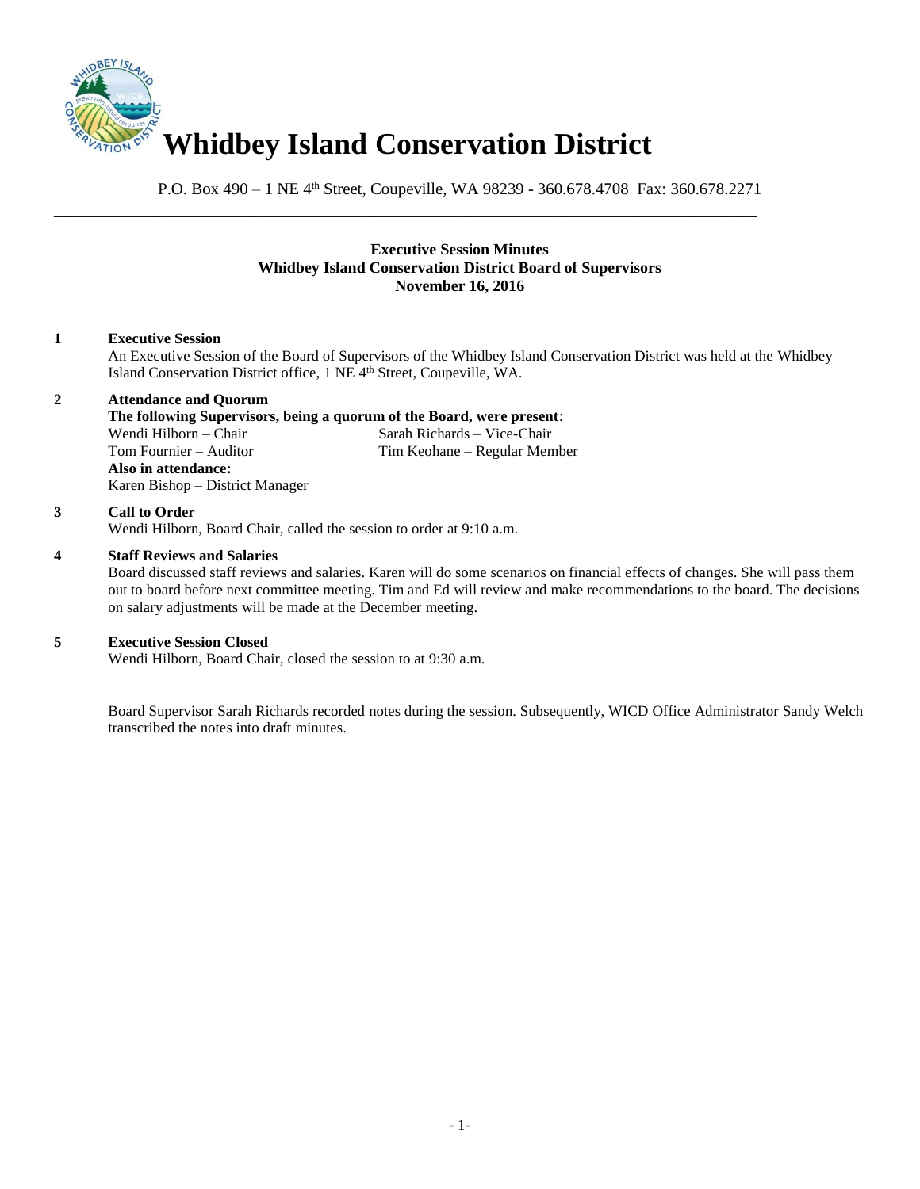# Whidbey Island Conservation District

P.O. Box 490 – 1 NE 4th Street, Coupeville, WA 98239 - 360.678.4708 Fax: 360.678.2271

---

**Executive Session Minutes**
**Whidbey Island Conservation District Board of Supervisors**
**November 16, 2016**

**1 Executive Session**

An Executive Session of the Board of Supervisors of the Whidbey Island Conservation District was held at the Whidbey Island Conservation District office, 1 NE 4th Street, Coupeville, WA.

**2 Attendance and Quorum**

**The following Supervisors, being a quorum of the Board, were present**:

Wendi Hilborn – Chair
Sarah Richards – Vice-Chair
Tom Fournier – Auditor
Tim Keohane – Regular Member

**Also in attendance:**

Karen Bishop – District Manager

**3 Call to Order**

Wendi Hilborn, Board Chair, called the session to order at 9:10 a.m.

**4 Staff Reviews and Salaries**

Board discussed staff reviews and salaries. Karen will do some scenarios on financial effects of changes. She will pass them out to board before next committee meeting. Tim and Ed will review and make recommendations to the board. The decisions on salary adjustments will be made at the December meeting.

**5 Executive Session Closed**

Wendi Hilborn, Board Chair, closed the session to at 9:30 a.m.

Board Supervisor Sarah Richards recorded notes during the session. Subsequently, WICD Office Administrator Sandy Welch transcribed the notes into draft minutes.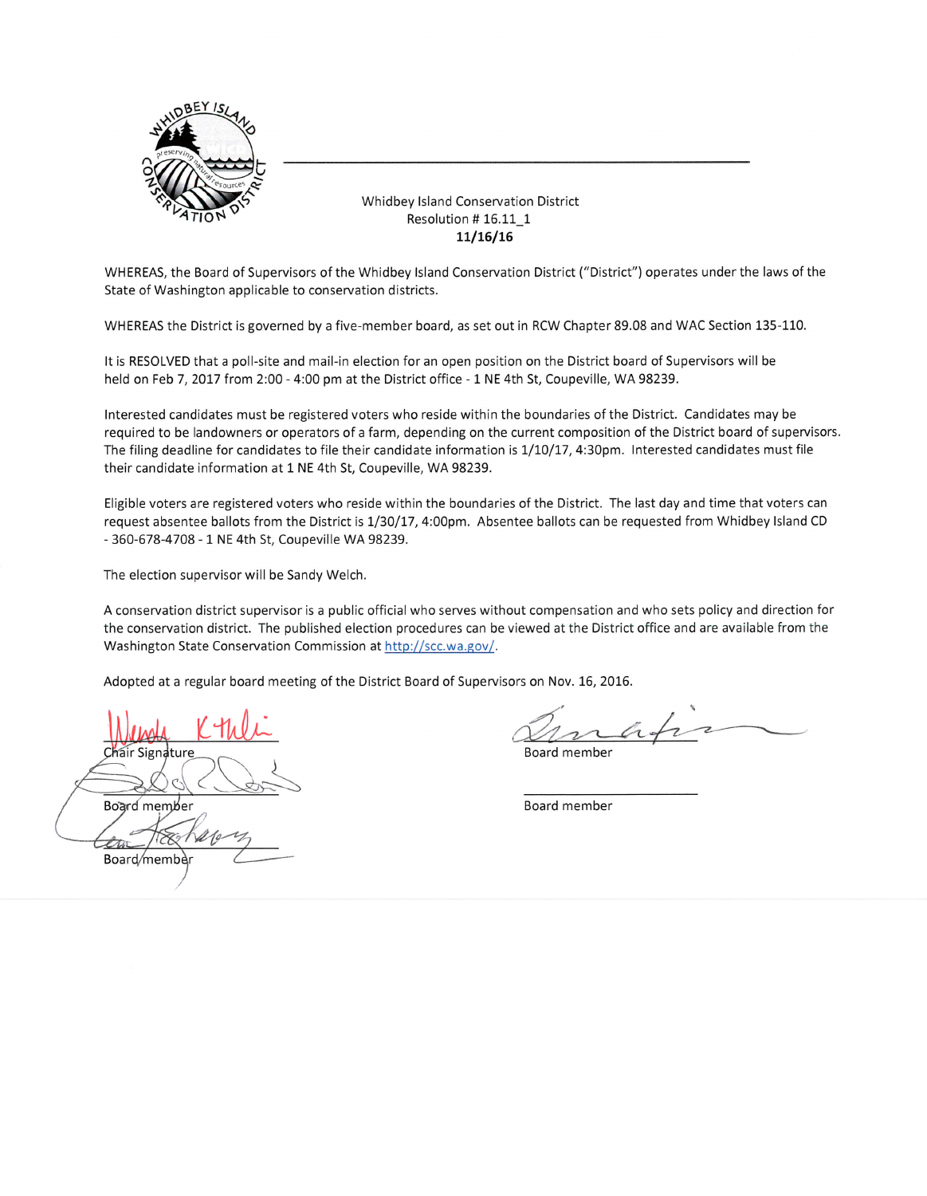Whidbey Island Conservation District
Resolution # 16.11_1
**11/16/16**

WHEREAS, the Board of Supervisors of the Whidbey Island Conservation District ("District") operates under the laws of the State of Washington applicable to conservation districts.

WHEREAS the District is governed by a five-member board, as set out in RCW Chapter 89.08 and WAC Section 135-110.

It is RESOLVED that a poll-site and mail-in election for an open position on the District board of Supervisors will be held on Feb 7, 2017 from 2:00 - 4:00 pm at the District office - 1 NE 4th St, Coupeville, WA 98239.

Interested candidates must be registered voters who reside within the boundaries of the District. Candidates may be required to be landowners or operators of a farm, depending on the current composition of the District board of supervisors. The filing deadline for candidates to file their candidate information is 1/10/17, 4:30pm. Interested candidates must file their candidate information at 1 NE 4th St, Coupeville, WA 98239.

Eligible voters are registered voters who reside within the boundaries of the District. The last day and time that voters can request absentee ballots from the District is 1/30/17, 4:00pm. Absentee ballots can be requested from Whidbey Island CD - 360-678-4708 - 1 NE 4th St, Coupeville WA 98239.

The election supervisor will be Sandy Welch.

A conservation district supervisor is a public official who serves without compensation and who sets policy and direction for the conservation district. The published election procedures can be viewed at the District office and are available from the Washington State Conservation Commission at http://scc.wa.gov/.

Adopted at a regular board meeting of the District Board of Supervisors on Nov. 16, 2016.

Chair Signature

Board member

Board member

Board member

Board member